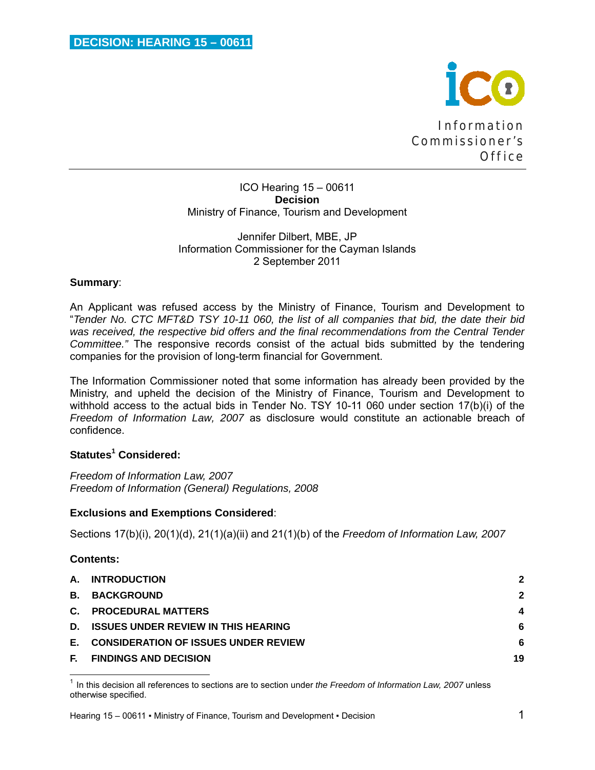**DECISION: HEARING 15 – 00611**

Information Commissioner's Office

ICO Hearing 15 – 00611
**Decision**
Ministry of Finance, Tourism and Development

Jennifer Dilbert, MBE, JP
Information Commissioner for the Cayman Islands
2 September 2011

**Summary**:

An Applicant was refused access by the Ministry of Finance, Tourism and Development to "*Tender No. CTC MFT&D TSY 10-11 060, the list of all companies that bid, the date their bid was received, the respective bid offers and the final recommendations from the Central Tender Committee.*" The responsive records consist of the actual bids submitted by the tendering companies for the provision of long-term financial for Government.

The Information Commissioner noted that some information has already been provided by the Ministry, and upheld the decision of the Ministry of Finance, Tourism and Development to withhold access to the actual bids in Tender No. TSY 10-11 060 under section 17(b)(i) of the *Freedom of Information Law, 2007* as disclosure would constitute an actionable breach of confidence.

**Statutes[1] Considered:**

*Freedom of Information Law, 2007*
*Freedom of Information (General) Regulations, 2008*

**Exclusions and Exemptions Considered**:

Sections 17(b)(i), 20(1)(d), 21(1)(a)(ii) and 21(1)(b) of the *Freedom of Information Law, 2007*

**Contents:**

| | | |
|---|---|---|
| **A.** | **INTRODUCTION** | **2** |
| **B.** | **BACKGROUND** | **2** |
| **C.** | **PROCEDURAL MATTERS** | **4** |
| **D.** | **ISSUES UNDER REVIEW IN THIS HEARING** | **6** |
| **E.** | **CONSIDERATION OF ISSUES UNDER REVIEW** | **6** |
| **F.** | **FINDINGS AND DECISION** | **19** |

[1] In this decision all references to sections are to section under *the Freedom of Information Law, 2007* unless otherwise specified.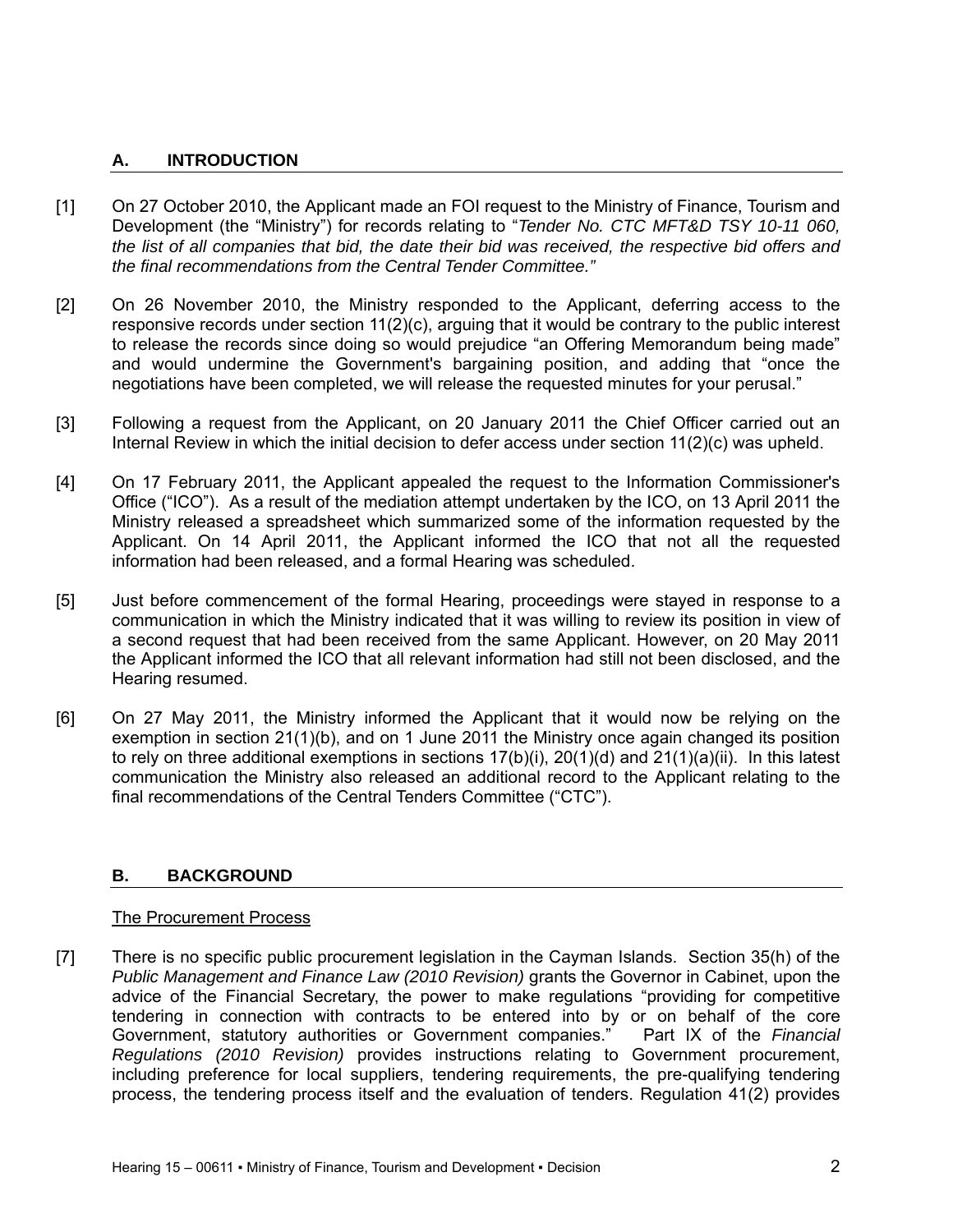## A. INTRODUCTION

[1] On 27 October 2010, the Applicant made an FOI request to the Ministry of Finance, Tourism and Development (the "Ministry") for records relating to "*Tender No. CTC MFT&D TSY 10-11 060, the list of all companies that bid, the date their bid was received, the respective bid offers and the final recommendations from the Central Tender Committee."*

[2] On 26 November 2010, the Ministry responded to the Applicant, deferring access to the responsive records under section 11(2)(c), arguing that it would be contrary to the public interest to release the records since doing so would prejudice "an Offering Memorandum being made" and would undermine the Government's bargaining position, and adding that "once the negotiations have been completed, we will release the requested minutes for your perusal."

[3] Following a request from the Applicant, on 20 January 2011 the Chief Officer carried out an Internal Review in which the initial decision to defer access under section 11(2)(c) was upheld.

[4] On 17 February 2011, the Applicant appealed the request to the Information Commissioner's Office ("ICO"). As a result of the mediation attempt undertaken by the ICO, on 13 April 2011 the Ministry released a spreadsheet which summarized some of the information requested by the Applicant. On 14 April 2011, the Applicant informed the ICO that not all the requested information had been released, and a formal Hearing was scheduled.

[5] Just before commencement of the formal Hearing, proceedings were stayed in response to a communication in which the Ministry indicated that it was willing to review its position in view of a second request that had been received from the same Applicant. However, on 20 May 2011 the Applicant informed the ICO that all relevant information had still not been disclosed, and the Hearing resumed.

[6] On 27 May 2011, the Ministry informed the Applicant that it would now be relying on the exemption in section 21(1)(b), and on 1 June 2011 the Ministry once again changed its position to rely on three additional exemptions in sections 17(b)(i), 20(1)(d) and 21(1)(a)(ii). In this latest communication the Ministry also released an additional record to the Applicant relating to the final recommendations of the Central Tenders Committee ("CTC").

## B. BACKGROUND

The Procurement Process

[7] There is no specific public procurement legislation in the Cayman Islands. Section 35(h) of the *Public Management and Finance Law (2010 Revision)* grants the Governor in Cabinet, upon the advice of the Financial Secretary, the power to make regulations "providing for competitive tendering in connection with contracts to be entered into by or on behalf of the core Government, statutory authorities or Government companies." Part IX of the *Financial Regulations (2010 Revision)* provides instructions relating to Government procurement, including preference for local suppliers, tendering requirements, the pre-qualifying tendering process, the tendering process itself and the evaluation of tenders. Regulation 41(2) provides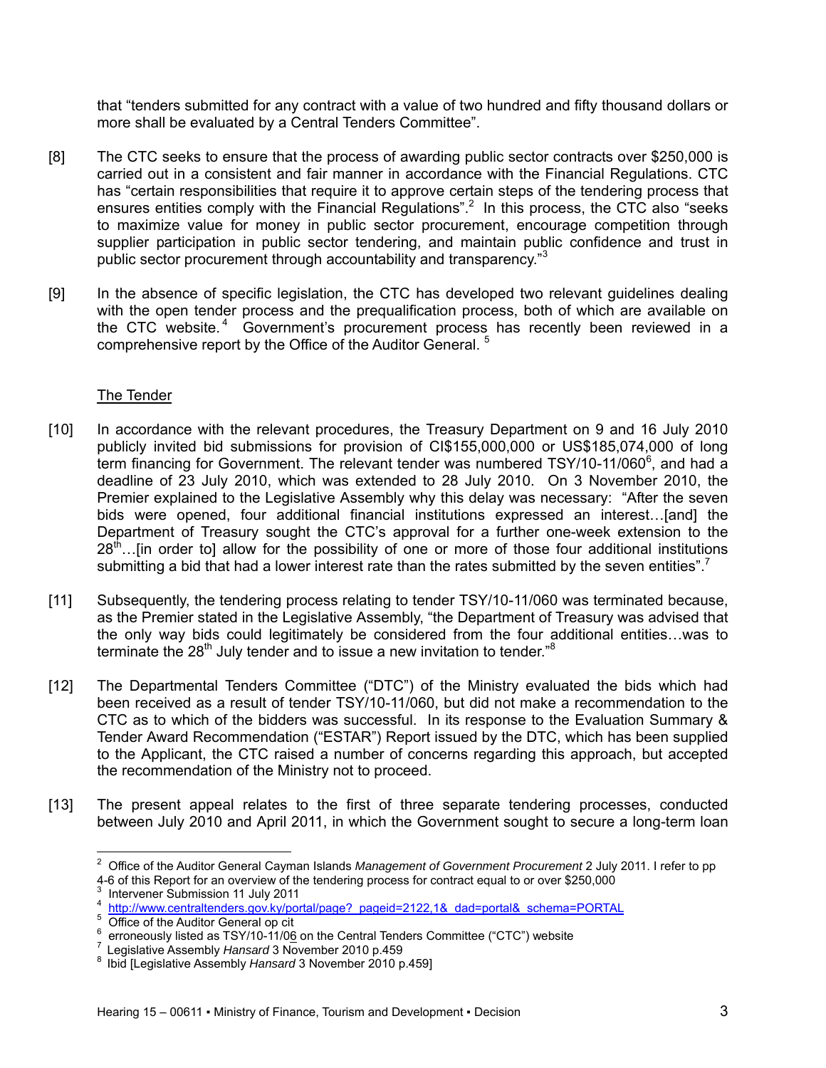that "tenders submitted for any contract with a value of two hundred and fifty thousand dollars or more shall be evaluated by a Central Tenders Committee".

[8] The CTC seeks to ensure that the process of awarding public sector contracts over $250,000 is carried out in a consistent and fair manner in accordance with the Financial Regulations. CTC has "certain responsibilities that require it to approve certain steps of the tendering process that ensures entities comply with the Financial Regulations".[2] In this process, the CTC also "seeks to maximize value for money in public sector procurement, encourage competition through supplier participation in public sector tendering, and maintain public confidence and trust in public sector procurement through accountability and transparency."[3]

[9] In the absence of specific legislation, the CTC has developed two relevant guidelines dealing with the open tender process and the prequalification process, both of which are available on the CTC website.[4] Government's procurement process has recently been reviewed in a comprehensive report by the Office of the Auditor General.[5]

## The Tender

[10] In accordance with the relevant procedures, the Treasury Department on 9 and 16 July 2010 publicly invited bid submissions for provision of CI$155,000,000 or US$185,074,000 of long term financing for Government. The relevant tender was numbered TSY/10-11/060[6], and had a deadline of 23 July 2010, which was extended to 28 July 2010. On 3 November 2010, the Premier explained to the Legislative Assembly why this delay was necessary: "After the seven bids were opened, four additional financial institutions expressed an interest…[and] the Department of Treasury sought the CTC's approval for a further one-week extension to the 28th…[in order to] allow for the possibility of one or more of those four additional institutions submitting a bid that had a lower interest rate than the rates submitted by the seven entities".[7]

[11] Subsequently, the tendering process relating to tender TSY/10-11/060 was terminated because, as the Premier stated in the Legislative Assembly, "the Department of Treasury was advised that the only way bids could legitimately be considered from the four additional entities…was to terminate the 28th July tender and to issue a new invitation to tender."[8]

[12] The Departmental Tenders Committee ("DTC") of the Ministry evaluated the bids which had been received as a result of tender TSY/10-11/060, but did not make a recommendation to the CTC as to which of the bidders was successful. In its response to the Evaluation Summary & Tender Award Recommendation ("ESTAR") Report issued by the DTC, which has been supplied to the Applicant, the CTC raised a number of concerns regarding this approach, but accepted the recommendation of the Ministry not to proceed.

[13] The present appeal relates to the first of three separate tendering processes, conducted between July 2010 and April 2011, in which the Government sought to secure a long-term loan

---

[2] Office of the Auditor General Cayman Islands *Management of Government Procurement* 2 July 2011. I refer to pp 4-6 of this Report for an overview of the tendering process for contract equal to or over $250,000

[3] Intervener Submission 11 July 2011

[4] http://www.centraltenders.gov.ky/portal/page?_pageid=2122,1&_dad=portal&_schema=PORTAL

[5] Office of the Auditor General op cit

[6] erroneously listed as TSY/10-11/06 on the Central Tenders Committee ("CTC") website

[7] Legislative Assembly *Hansard* 3 November 2010 p.459

[8] Ibid [Legislative Assembly *Hansard* 3 November 2010 p.459]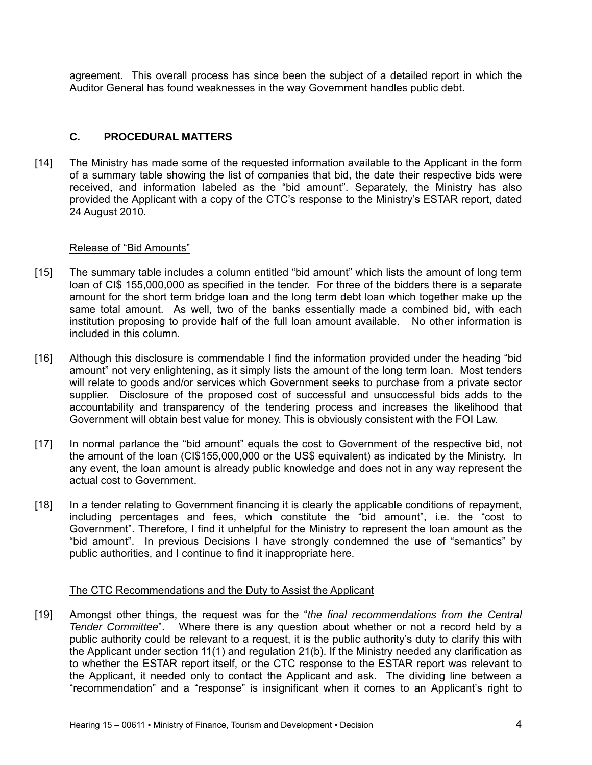agreement. This overall process has since been the subject of a detailed report in which the Auditor General has found weaknesses in the way Government handles public debt.

## C. PROCEDURAL MATTERS

[14] The Ministry has made some of the requested information available to the Applicant in the form of a summary table showing the list of companies that bid, the date their respective bids were received, and information labeled as the "bid amount". Separately, the Ministry has also provided the Applicant with a copy of the CTC's response to the Ministry's ESTAR report, dated 24 August 2010.

Release of "Bid Amounts"

[15] The summary table includes a column entitled "bid amount" which lists the amount of long term loan of CI$ 155,000,000 as specified in the tender. For three of the bidders there is a separate amount for the short term bridge loan and the long term debt loan which together make up the same total amount. As well, two of the banks essentially made a combined bid, with each institution proposing to provide half of the full loan amount available. No other information is included in this column.

[16] Although this disclosure is commendable I find the information provided under the heading "bid amount" not very enlightening, as it simply lists the amount of the long term loan. Most tenders will relate to goods and/or services which Government seeks to purchase from a private sector supplier. Disclosure of the proposed cost of successful and unsuccessful bids adds to the accountability and transparency of the tendering process and increases the likelihood that Government will obtain best value for money. This is obviously consistent with the FOI Law.

[17] In normal parlance the "bid amount" equals the cost to Government of the respective bid, not the amount of the loan (CI$155,000,000 or the US$ equivalent) as indicated by the Ministry. In any event, the loan amount is already public knowledge and does not in any way represent the actual cost to Government.

[18] In a tender relating to Government financing it is clearly the applicable conditions of repayment, including percentages and fees, which constitute the "bid amount", i.e. the "cost to Government". Therefore, I find it unhelpful for the Ministry to represent the loan amount as the "bid amount". In previous Decisions I have strongly condemned the use of "semantics" by public authorities, and I continue to find it inappropriate here.

The CTC Recommendations and the Duty to Assist the Applicant

[19] Amongst other things, the request was for the "*the final recommendations from the Central Tender Committee*". Where there is any question about whether or not a record held by a public authority could be relevant to a request, it is the public authority's duty to clarify this with the Applicant under section 11(1) and regulation 21(b). If the Ministry needed any clarification as to whether the ESTAR report itself, or the CTC response to the ESTAR report was relevant to the Applicant, it needed only to contact the Applicant and ask. The dividing line between a "recommendation" and a "response" is insignificant when it comes to an Applicant's right to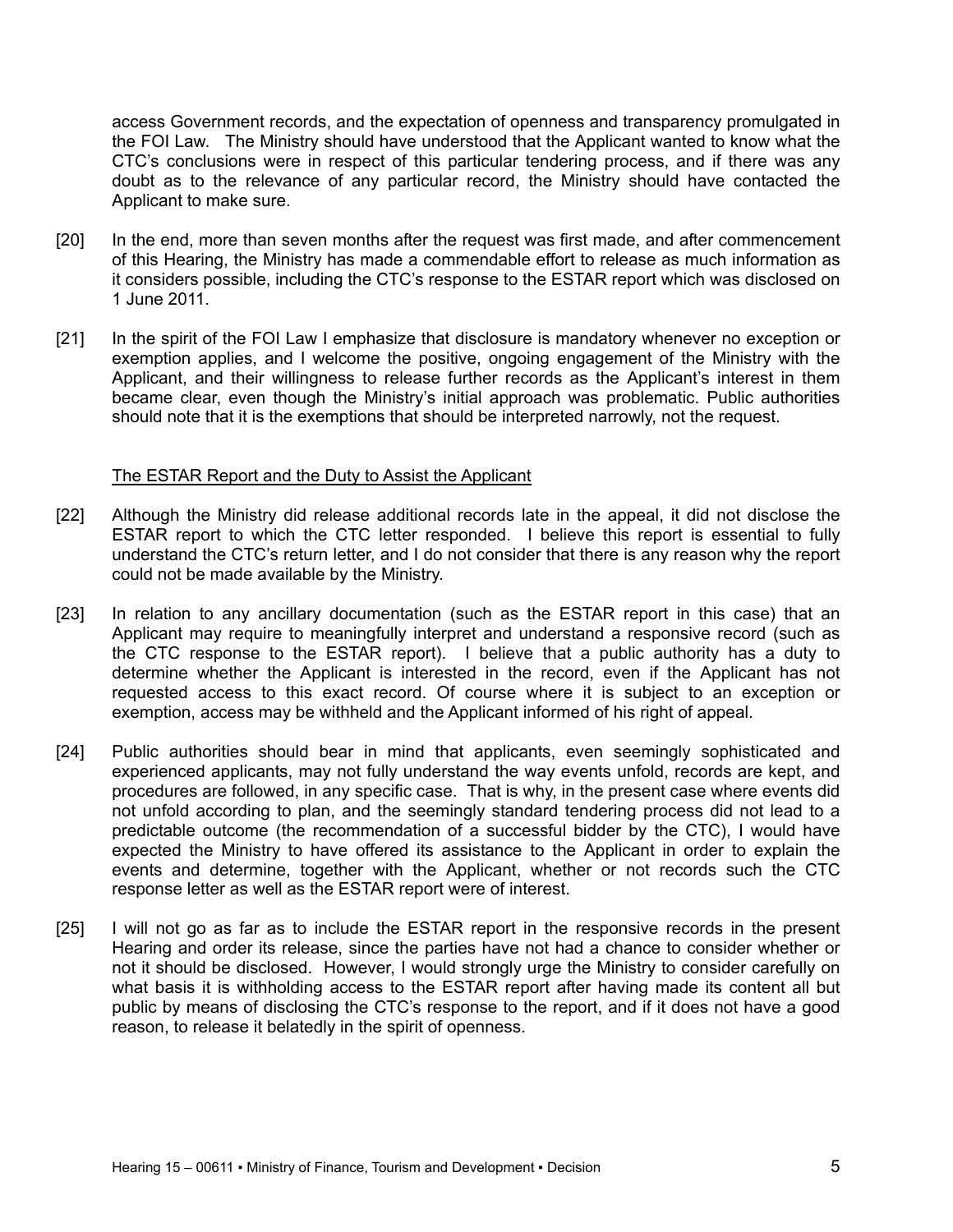access Government records, and the expectation of openness and transparency promulgated in the FOI Law. The Ministry should have understood that the Applicant wanted to know what the CTC's conclusions were in respect of this particular tendering process, and if there was any doubt as to the relevance of any particular record, the Ministry should have contacted the Applicant to make sure.

[20] In the end, more than seven months after the request was first made, and after commencement of this Hearing, the Ministry has made a commendable effort to release as much information as it considers possible, including the CTC's response to the ESTAR report which was disclosed on 1 June 2011.

[21] In the spirit of the FOI Law I emphasize that disclosure is mandatory whenever no exception or exemption applies, and I welcome the positive, ongoing engagement of the Ministry with the Applicant, and their willingness to release further records as the Applicant's interest in them became clear, even though the Ministry's initial approach was problematic. Public authorities should note that it is the exemptions that should be interpreted narrowly, not the request.

## The ESTAR Report and the Duty to Assist the Applicant

[22] Although the Ministry did release additional records late in the appeal, it did not disclose the ESTAR report to which the CTC letter responded. I believe this report is essential to fully understand the CTC's return letter, and I do not consider that there is any reason why the report could not be made available by the Ministry.

[23] In relation to any ancillary documentation (such as the ESTAR report in this case) that an Applicant may require to meaningfully interpret and understand a responsive record (such as the CTC response to the ESTAR report). I believe that a public authority has a duty to determine whether the Applicant is interested in the record, even if the Applicant has not requested access to this exact record. Of course where it is subject to an exception or exemption, access may be withheld and the Applicant informed of his right of appeal.

[24] Public authorities should bear in mind that applicants, even seemingly sophisticated and experienced applicants, may not fully understand the way events unfold, records are kept, and procedures are followed, in any specific case. That is why, in the present case where events did not unfold according to plan, and the seemingly standard tendering process did not lead to a predictable outcome (the recommendation of a successful bidder by the CTC), I would have expected the Ministry to have offered its assistance to the Applicant in order to explain the events and determine, together with the Applicant, whether or not records such the CTC response letter as well as the ESTAR report were of interest.

[25] I will not go as far as to include the ESTAR report in the responsive records in the present Hearing and order its release, since the parties have not had a chance to consider whether or not it should be disclosed. However, I would strongly urge the Ministry to consider carefully on what basis it is withholding access to the ESTAR report after having made its content all but public by means of disclosing the CTC's response to the report, and if it does not have a good reason, to release it belatedly in the spirit of openness.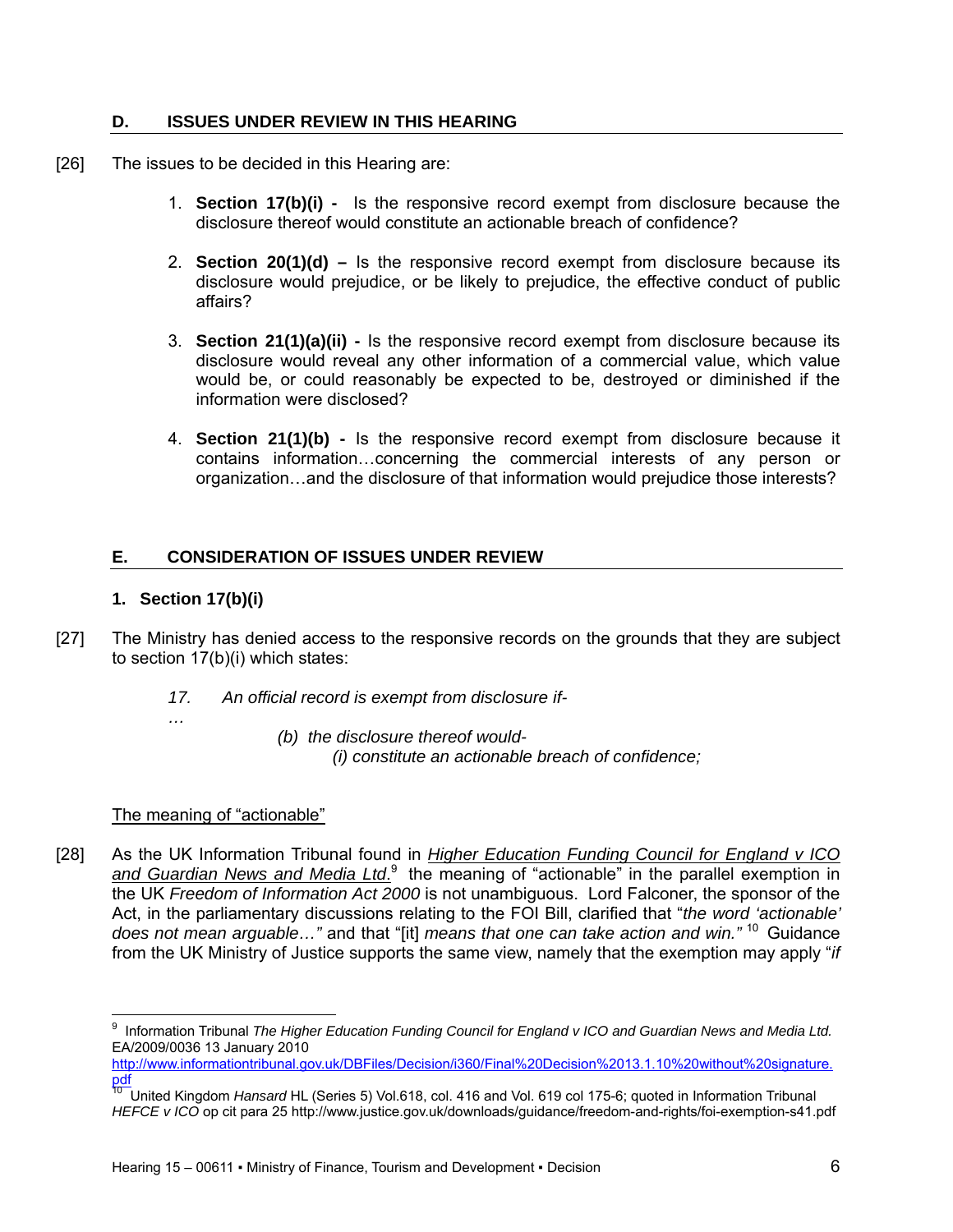## D. ISSUES UNDER REVIEW IN THIS HEARING

[26] The issues to be decided in this Hearing are:

1. **Section 17(b)(i) -** Is the responsive record exempt from disclosure because the disclosure thereof would constitute an actionable breach of confidence?

2. **Section 20(1)(d) –** Is the responsive record exempt from disclosure because its disclosure would prejudice, or be likely to prejudice, the effective conduct of public affairs?

3. **Section 21(1)(a)(ii) -** Is the responsive record exempt from disclosure because its disclosure would reveal any other information of a commercial value, which value would be, or could reasonably be expected to be, destroyed or diminished if the information were disclosed?

4. **Section 21(1)(b) -** Is the responsive record exempt from disclosure because it contains information…concerning the commercial interests of any person or organization…and the disclosure of that information would prejudice those interests?

## E. CONSIDERATION OF ISSUES UNDER REVIEW

### 1. Section 17(b)(i)

[27] The Ministry has denied access to the responsive records on the grounds that they are subject to section 17(b)(i) which states:

> *17. An official record is exempt from disclosure if-*
>
> *…*
>
> *(b) the disclosure thereof would-*
>
> *(i) constitute an actionable breach of confidence;*

<u>The meaning of "actionable"</u>

[28] As the UK Information Tribunal found in *<u>Higher Education Funding Council for England v ICO and Guardian News and Media Ltd.</u>*[9] the meaning of "actionable" in the parallel exemption in the UK *Freedom of Information Act 2000* is not unambiguous. Lord Falconer, the sponsor of the Act, in the parliamentary discussions relating to the FOI Bill, clarified that "*the word 'actionable' does not mean arguable…"* and that "[it] *means that one can take action and win."* [10] Guidance from the UK Ministry of Justice supports the same view, namely that the exemption may apply "*if*

---

[9] Information Tribunal *The Higher Education Funding Council for England v ICO and Guardian News and Media Ltd.* EA/2009/0036 13 January 2010 http://www.informationtribunal.gov.uk/DBFiles/Decision/i360/Final%20Decision%2013.1.10%20without%20signature.pdf

[10] United Kingdom *Hansard* HL (Series 5) Vol.618, col. 416 and Vol. 619 col 175-6; quoted in Information Tribunal *HEFCE v ICO* op cit para 25 http://www.justice.gov.uk/downloads/guidance/freedom-and-rights/foi-exemption-s41.pdf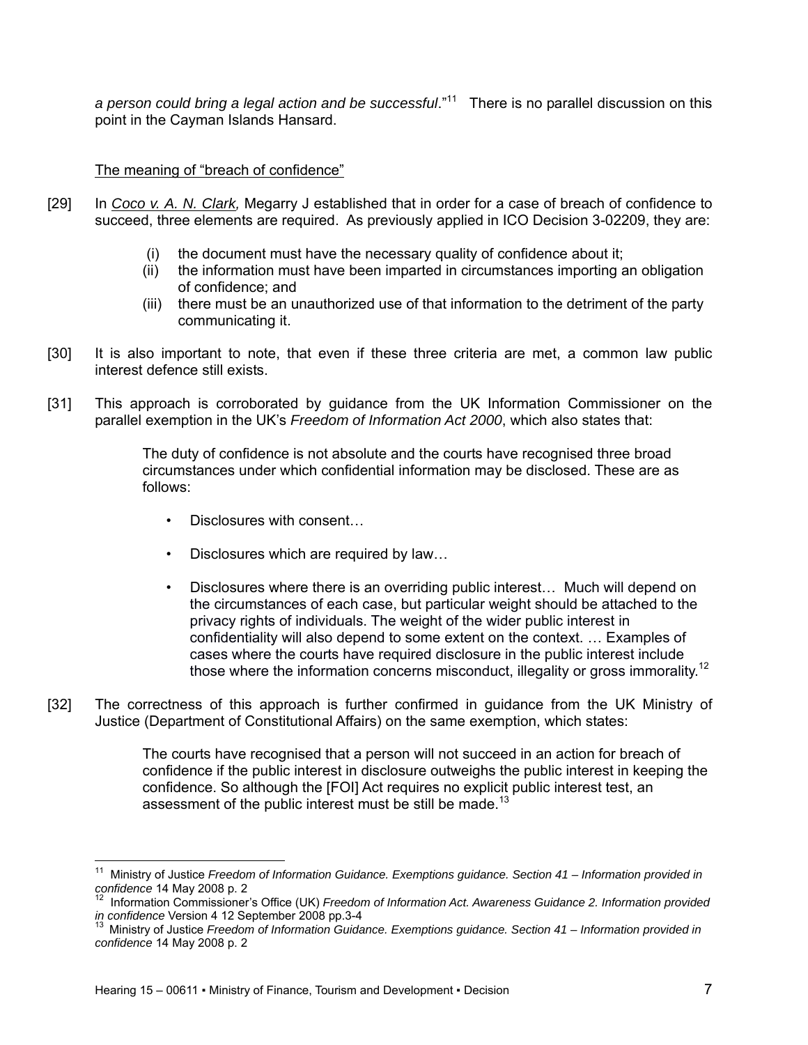*a person could bring a legal action and be successful*."[11] There is no parallel discussion on this point in the Cayman Islands Hansard.

<u>The meaning of "breach of confidence"</u>

[29] In *Coco v. A. N. Clark,* Megarry J established that in order for a case of breach of confidence to succeed, three elements are required. As previously applied in ICO Decision 3-02209, they are:

(i) the document must have the necessary quality of confidence about it;
(ii) the information must have been imparted in circumstances importing an obligation of confidence; and
(iii) there must be an unauthorized use of that information to the detriment of the party communicating it.

[30] It is also important to note, that even if these three criteria are met, a common law public interest defence still exists.

[31] This approach is corroborated by guidance from the UK Information Commissioner on the parallel exemption in the UK's *Freedom of Information Act 2000*, which also states that:

> The duty of confidence is not absolute and the courts have recognised three broad circumstances under which confidential information may be disclosed. These are as follows:
>
> - Disclosures with consent…
> - Disclosures which are required by law…
> - Disclosures where there is an overriding public interest… Much will depend on the circumstances of each case, but particular weight should be attached to the privacy rights of individuals. The weight of the wider public interest in confidentiality will also depend to some extent on the context. … Examples of cases where the courts have required disclosure in the public interest include those where the information concerns misconduct, illegality or gross immorality.[12]

[32] The correctness of this approach is further confirmed in guidance from the UK Ministry of Justice (Department of Constitutional Affairs) on the same exemption, which states:

> The courts have recognised that a person will not succeed in an action for breach of confidence if the public interest in disclosure outweighs the public interest in keeping the confidence. So although the [FOI] Act requires no explicit public interest test, an assessment of the public interest must be still be made.[13]

---

[11] Ministry of Justice *Freedom of Information Guidance. Exemptions guidance. Section 41 – Information provided in confidence* 14 May 2008 p. 2

[12] Information Commissioner's Office (UK) *Freedom of Information Act. Awareness Guidance 2. Information provided in confidence* Version 4 12 September 2008 pp.3-4

[13] Ministry of Justice *Freedom of Information Guidance. Exemptions guidance. Section 41 – Information provided in confidence* 14 May 2008 p. 2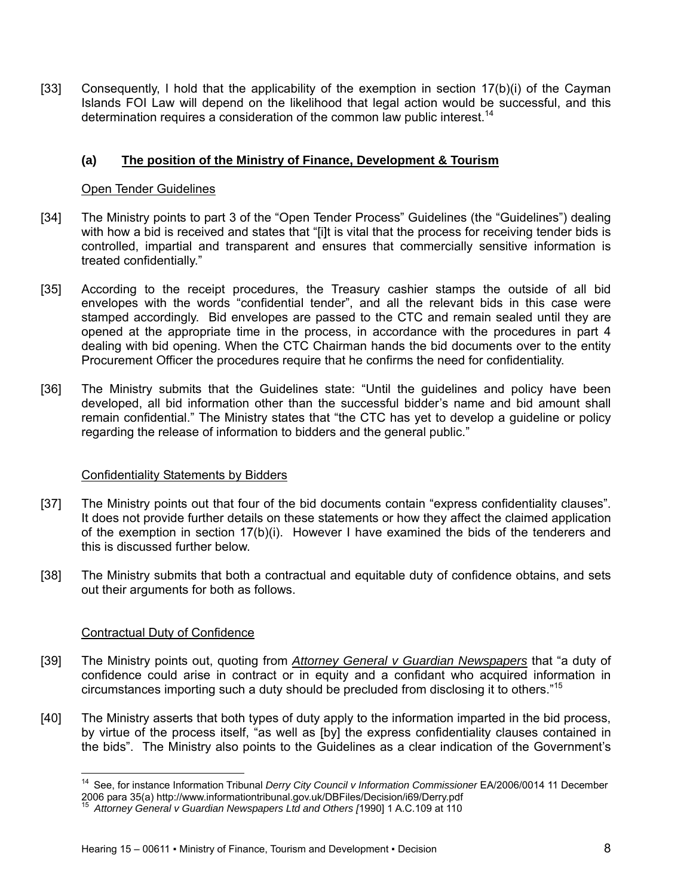[33] Consequently, I hold that the applicability of the exemption in section 17(b)(i) of the Cayman Islands FOI Law will depend on the likelihood that legal action would be successful, and this determination requires a consideration of the common law public interest.[14]

### (a) The position of the Ministry of Finance, Development & Tourism

Open Tender Guidelines

[34] The Ministry points to part 3 of the "Open Tender Process" Guidelines (the "Guidelines") dealing with how a bid is received and states that "[i]t is vital that the process for receiving tender bids is controlled, impartial and transparent and ensures that commercially sensitive information is treated confidentially."

[35] According to the receipt procedures, the Treasury cashier stamps the outside of all bid envelopes with the words "confidential tender", and all the relevant bids in this case were stamped accordingly. Bid envelopes are passed to the CTC and remain sealed until they are opened at the appropriate time in the process, in accordance with the procedures in part 4 dealing with bid opening. When the CTC Chairman hands the bid documents over to the entity Procurement Officer the procedures require that he confirms the need for confidentiality.

[36] The Ministry submits that the Guidelines state: "Until the guidelines and policy have been developed, all bid information other than the successful bidder's name and bid amount shall remain confidential." The Ministry states that "the CTC has yet to develop a guideline or policy regarding the release of information to bidders and the general public."

Confidentiality Statements by Bidders

[37] The Ministry points out that four of the bid documents contain "express confidentiality clauses". It does not provide further details on these statements or how they affect the claimed application of the exemption in section 17(b)(i). However I have examined the bids of the tenderers and this is discussed further below.

[38] The Ministry submits that both a contractual and equitable duty of confidence obtains, and sets out their arguments for both as follows.

Contractual Duty of Confidence

[39] The Ministry points out, quoting from *Attorney General v Guardian Newspapers* that "a duty of confidence could arise in contract or in equity and a confidant who acquired information in circumstances importing such a duty should be precluded from disclosing it to others."[15]

[40] The Ministry asserts that both types of duty apply to the information imparted in the bid process, by virtue of the process itself, "as well as [by] the express confidentiality clauses contained in the bids". The Ministry also points to the Guidelines as a clear indication of the Government's

---

[14] See, for instance Information Tribunal *Derry City Council v Information Commissioner* EA/2006/0014 11 December 2006 para 35(a) http://www.informationtribunal.gov.uk/DBFiles/Decision/i69/Derry.pdf

[15] *Attorney General v Guardian Newspapers Ltd and Others [*1990] 1 A.C.109 at 110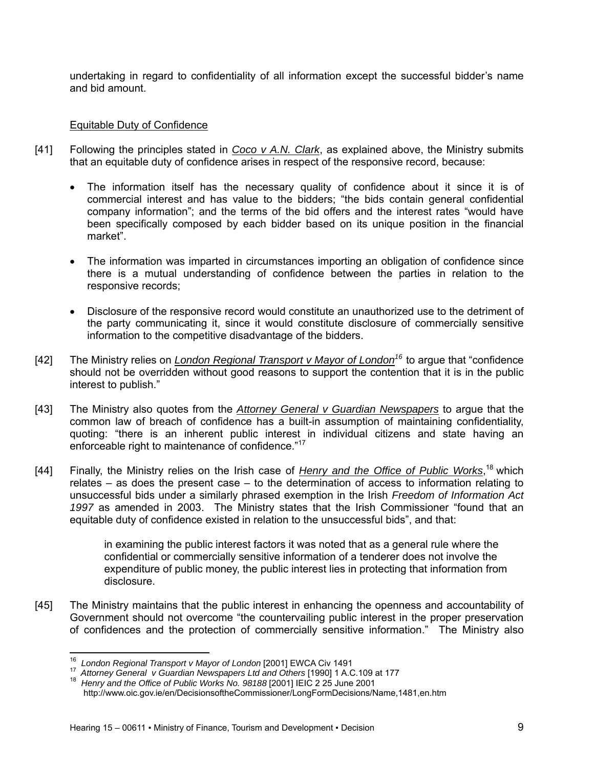undertaking in regard to confidentiality of all information except the successful bidder's name and bid amount.

Equitable Duty of Confidence

[41] Following the principles stated in *Coco v A.N. Clark*, as explained above, the Ministry submits that an equitable duty of confidence arises in respect of the responsive record, because:

- The information itself has the necessary quality of confidence about it since it is of commercial interest and has value to the bidders; "the bids contain general confidential company information"; and the terms of the bid offers and the interest rates "would have been specifically composed by each bidder based on its unique position in the financial market".

- The information was imparted in circumstances importing an obligation of confidence since there is a mutual understanding of confidence between the parties in relation to the responsive records;

- Disclosure of the responsive record would constitute an unauthorized use to the detriment of the party communicating it, since it would constitute disclosure of commercially sensitive information to the competitive disadvantage of the bidders.

[42] The Ministry relies on *London Regional Transport v Mayor of London*[16] to argue that "confidence should not be overridden without good reasons to support the contention that it is in the public interest to publish."

[43] The Ministry also quotes from the *Attorney General v Guardian Newspapers* to argue that the common law of breach of confidence has a built-in assumption of maintaining confidentiality, quoting: "there is an inherent public interest in individual citizens and state having an enforceable right to maintenance of confidence."[17]

[44] Finally, the Ministry relies on the Irish case of *Henry and the Office of Public Works*,[18] which relates – as does the present case – to the determination of access to information relating to unsuccessful bids under a similarly phrased exemption in the Irish *Freedom of Information Act 1997* as amended in 2003. The Ministry states that the Irish Commissioner "found that an equitable duty of confidence existed in relation to the unsuccessful bids", and that:

> in examining the public interest factors it was noted that as a general rule where the confidential or commercially sensitive information of a tenderer does not involve the expenditure of public money, the public interest lies in protecting that information from disclosure.

[45] The Ministry maintains that the public interest in enhancing the openness and accountability of Government should not overcome "the countervailing public interest in the proper preservation of confidences and the protection of commercially sensitive information." The Ministry also

---

[16] *London Regional Transport v Mayor of London* [2001] EWCA Civ 1491

[17] *Attorney General v Guardian Newspapers Ltd and Others* [1990] 1 A.C.109 at 177

[18] *Henry and the Office of Public Works No. 98188* [2001] IEIC 2 25 June 2001 http://www.oic.gov.ie/en/DecisionsoftheCommissioner/LongFormDecisions/Name,1481,en.htm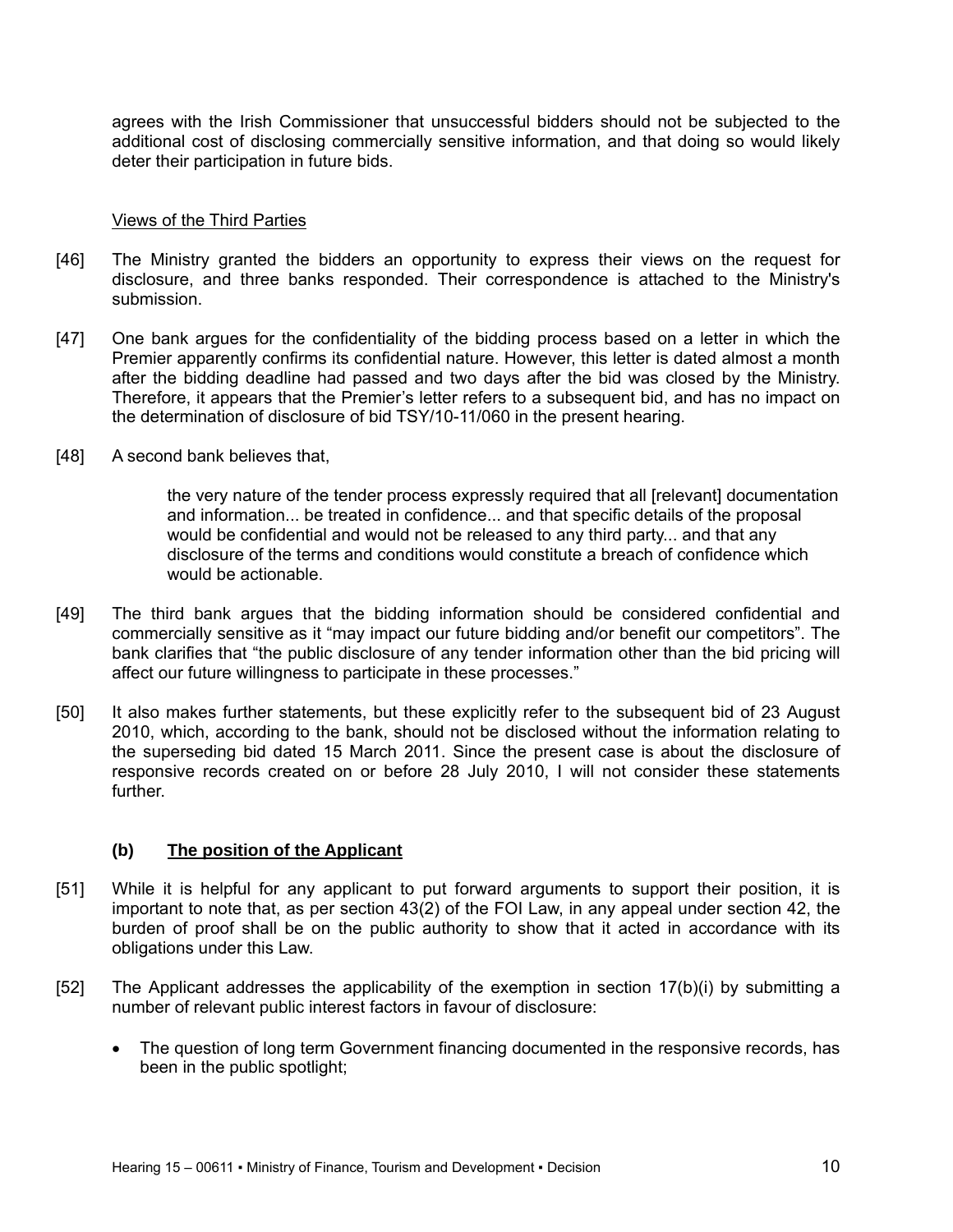agrees with the Irish Commissioner that unsuccessful bidders should not be subjected to the additional cost of disclosing commercially sensitive information, and that doing so would likely deter their participation in future bids.

Views of the Third Parties

[46] The Ministry granted the bidders an opportunity to express their views on the request for disclosure, and three banks responded. Their correspondence is attached to the Ministry's submission.

[47] One bank argues for the confidentiality of the bidding process based on a letter in which the Premier apparently confirms its confidential nature. However, this letter is dated almost a month after the bidding deadline had passed and two days after the bid was closed by the Ministry. Therefore, it appears that the Premier's letter refers to a subsequent bid, and has no impact on the determination of disclosure of bid TSY/10-11/060 in the present hearing.

[48] A second bank believes that,

> the very nature of the tender process expressly required that all [relevant] documentation and information... be treated in confidence... and that specific details of the proposal would be confidential and would not be released to any third party... and that any disclosure of the terms and conditions would constitute a breach of confidence which would be actionable.

[49] The third bank argues that the bidding information should be considered confidential and commercially sensitive as it "may impact our future bidding and/or benefit our competitors". The bank clarifies that "the public disclosure of any tender information other than the bid pricing will affect our future willingness to participate in these processes."

[50] It also makes further statements, but these explicitly refer to the subsequent bid of 23 August 2010, which, according to the bank, should not be disclosed without the information relating to the superseding bid dated 15 March 2011. Since the present case is about the disclosure of responsive records created on or before 28 July 2010, I will not consider these statements further.

### (b) The position of the Applicant

[51] While it is helpful for any applicant to put forward arguments to support their position, it is important to note that, as per section 43(2) of the FOI Law, in any appeal under section 42, the burden of proof shall be on the public authority to show that it acted in accordance with its obligations under this Law.

[52] The Applicant addresses the applicability of the exemption in section 17(b)(i) by submitting a number of relevant public interest factors in favour of disclosure:

- The question of long term Government financing documented in the responsive records, has been in the public spotlight;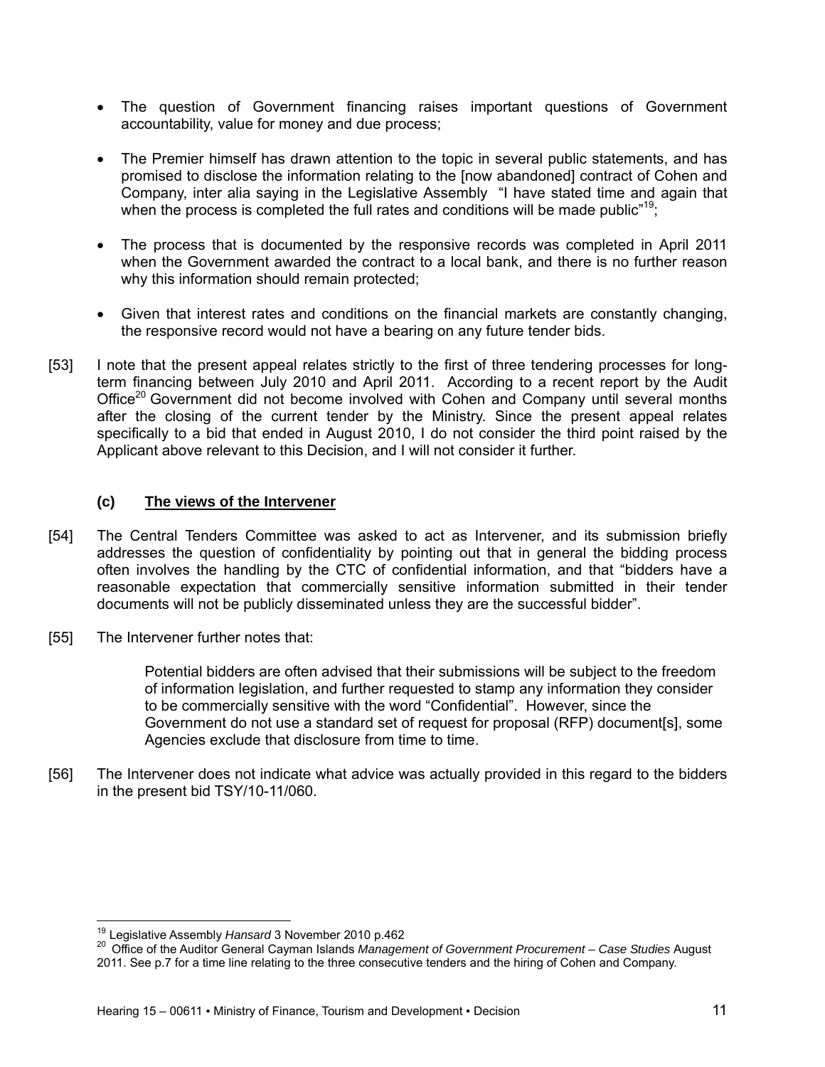- The question of Government financing raises important questions of Government accountability, value for money and due process;

- The Premier himself has drawn attention to the topic in several public statements, and has promised to disclose the information relating to the [now abandoned] contract of Cohen and Company, inter alia saying in the Legislative Assembly "I have stated time and again that when the process is completed the full rates and conditions will be made public"[19];

- The process that is documented by the responsive records was completed in April 2011 when the Government awarded the contract to a local bank, and there is no further reason why this information should remain protected;

- Given that interest rates and conditions on the financial markets are constantly changing, the responsive record would not have a bearing on any future tender bids.

[53] I note that the present appeal relates strictly to the first of three tendering processes for long-term financing between July 2010 and April 2011. According to a recent report by the Audit Office[20] Government did not become involved with Cohen and Company until several months after the closing of the current tender by the Ministry. Since the present appeal relates specifically to a bid that ended in August 2010, I do not consider the third point raised by the Applicant above relevant to this Decision, and I will not consider it further.

### (c) The views of the Intervener

[54] The Central Tenders Committee was asked to act as Intervener, and its submission briefly addresses the question of confidentiality by pointing out that in general the bidding process often involves the handling by the CTC of confidential information, and that "bidders have a reasonable expectation that commercially sensitive information submitted in their tender documents will not be publicly disseminated unless they are the successful bidder".

[55] The Intervener further notes that:

> Potential bidders are often advised that their submissions will be subject to the freedom of information legislation, and further requested to stamp any information they consider to be commercially sensitive with the word "Confidential". However, since the Government do not use a standard set of request for proposal (RFP) document[s], some Agencies exclude that disclosure from time to time.

[56] The Intervener does not indicate what advice was actually provided in this regard to the bidders in the present bid TSY/10-11/060.

---

[19] Legislative Assembly *Hansard* 3 November 2010 p.462

[20] Office of the Auditor General Cayman Islands *Management of Government Procurement – Case Studies* August 2011. See p.7 for a time line relating to the three consecutive tenders and the hiring of Cohen and Company.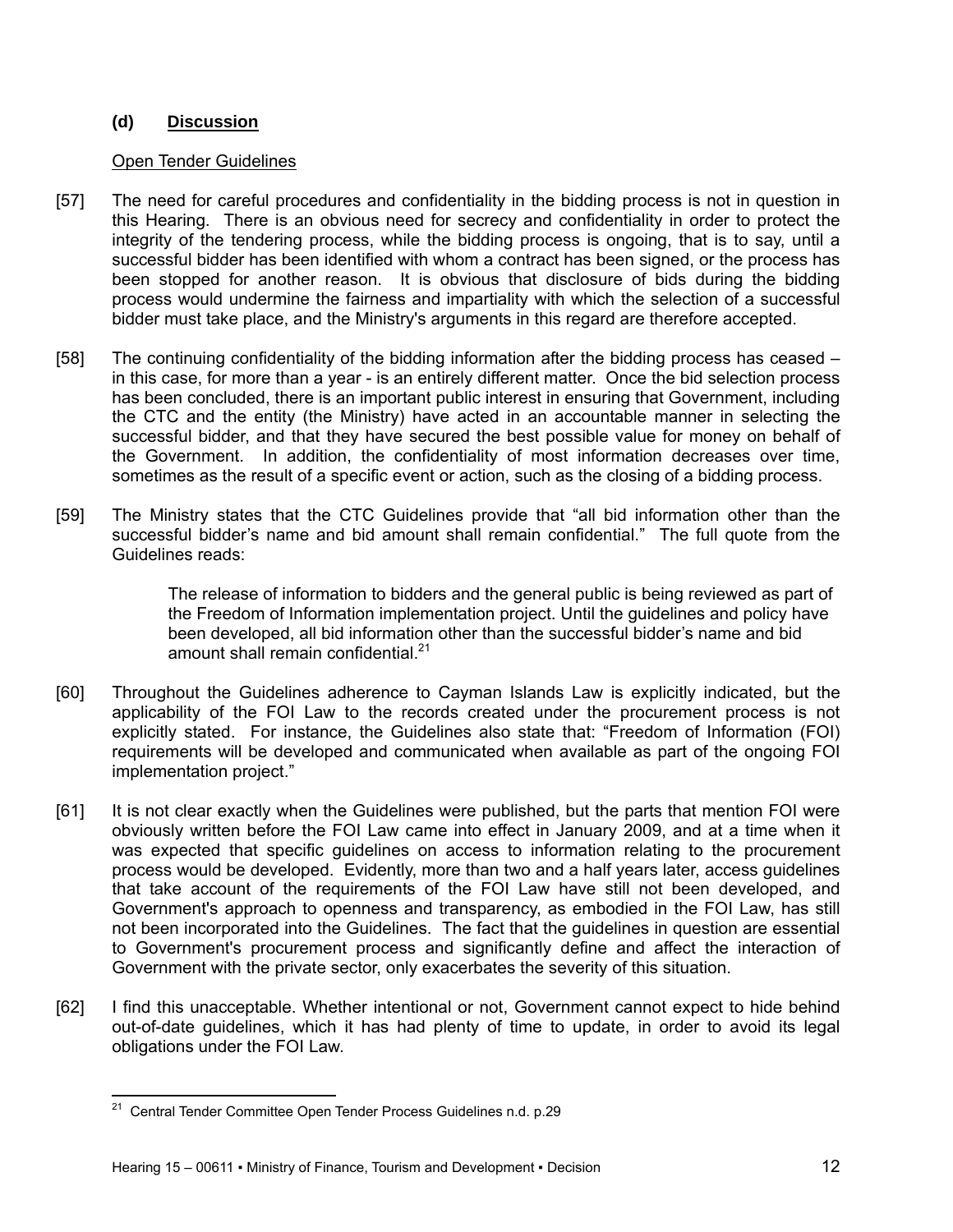### (d) Discussion

Open Tender Guidelines

[57] The need for careful procedures and confidentiality in the bidding process is not in question in this Hearing. There is an obvious need for secrecy and confidentiality in order to protect the integrity of the tendering process, while the bidding process is ongoing, that is to say, until a successful bidder has been identified with whom a contract has been signed, or the process has been stopped for another reason. It is obvious that disclosure of bids during the bidding process would undermine the fairness and impartiality with which the selection of a successful bidder must take place, and the Ministry's arguments in this regard are therefore accepted.

[58] The continuing confidentiality of the bidding information after the bidding process has ceased – in this case, for more than a year - is an entirely different matter. Once the bid selection process has been concluded, there is an important public interest in ensuring that Government, including the CTC and the entity (the Ministry) have acted in an accountable manner in selecting the successful bidder, and that they have secured the best possible value for money on behalf of the Government. In addition, the confidentiality of most information decreases over time, sometimes as the result of a specific event or action, such as the closing of a bidding process.

[59] The Ministry states that the CTC Guidelines provide that "all bid information other than the successful bidder's name and bid amount shall remain confidential." The full quote from the Guidelines reads:

> The release of information to bidders and the general public is being reviewed as part of the Freedom of Information implementation project. Until the guidelines and policy have been developed, all bid information other than the successful bidder's name and bid amount shall remain confidential.[21]

[60] Throughout the Guidelines adherence to Cayman Islands Law is explicitly indicated, but the applicability of the FOI Law to the records created under the procurement process is not explicitly stated. For instance, the Guidelines also state that: "Freedom of Information (FOI) requirements will be developed and communicated when available as part of the ongoing FOI implementation project."

[61] It is not clear exactly when the Guidelines were published, but the parts that mention FOI were obviously written before the FOI Law came into effect in January 2009, and at a time when it was expected that specific guidelines on access to information relating to the procurement process would be developed. Evidently, more than two and a half years later, access guidelines that take account of the requirements of the FOI Law have still not been developed, and Government's approach to openness and transparency, as embodied in the FOI Law, has still not been incorporated into the Guidelines. The fact that the guidelines in question are essential to Government's procurement process and significantly define and affect the interaction of Government with the private sector, only exacerbates the severity of this situation.

[62] I find this unacceptable. Whether intentional or not, Government cannot expect to hide behind out-of-date guidelines, which it has had plenty of time to update, in order to avoid its legal obligations under the FOI Law.

---

[21] Central Tender Committee Open Tender Process Guidelines n.d. p.29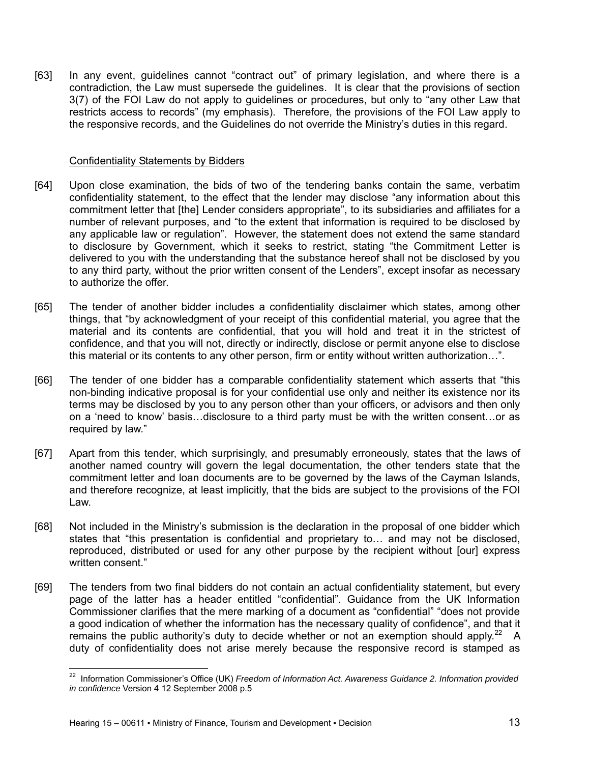[63] In any event, guidelines cannot "contract out" of primary legislation, and where there is a contradiction, the Law must supersede the guidelines. It is clear that the provisions of section 3(7) of the FOI Law do not apply to guidelines or procedures, but only to "any other Law that restricts access to records" (my emphasis). Therefore, the provisions of the FOI Law apply to the responsive records, and the Guidelines do not override the Ministry's duties in this regard.

Confidentiality Statements by Bidders

[64] Upon close examination, the bids of two of the tendering banks contain the same, verbatim confidentiality statement, to the effect that the lender may disclose "any information about this commitment letter that [the] Lender considers appropriate", to its subsidiaries and affiliates for a number of relevant purposes, and "to the extent that information is required to be disclosed by any applicable law or regulation". However, the statement does not extend the same standard to disclosure by Government, which it seeks to restrict, stating "the Commitment Letter is delivered to you with the understanding that the substance hereof shall not be disclosed by you to any third party, without the prior written consent of the Lenders", except insofar as necessary to authorize the offer.

[65] The tender of another bidder includes a confidentiality disclaimer which states, among other things, that "by acknowledgment of your receipt of this confidential material, you agree that the material and its contents are confidential, that you will hold and treat it in the strictest of confidence, and that you will not, directly or indirectly, disclose or permit anyone else to disclose this material or its contents to any other person, firm or entity without written authorization…".

[66] The tender of one bidder has a comparable confidentiality statement which asserts that "this non-binding indicative proposal is for your confidential use only and neither its existence nor its terms may be disclosed by you to any person other than your officers, or advisors and then only on a 'need to know' basis…disclosure to a third party must be with the written consent…or as required by law."

[67] Apart from this tender, which surprisingly, and presumably erroneously, states that the laws of another named country will govern the legal documentation, the other tenders state that the commitment letter and loan documents are to be governed by the laws of the Cayman Islands, and therefore recognize, at least implicitly, that the bids are subject to the provisions of the FOI Law.

[68] Not included in the Ministry's submission is the declaration in the proposal of one bidder which states that "this presentation is confidential and proprietary to… and may not be disclosed, reproduced, distributed or used for any other purpose by the recipient without [our] express written consent."

[69] The tenders from two final bidders do not contain an actual confidentiality statement, but every page of the latter has a header entitled "confidential". Guidance from the UK Information Commissioner clarifies that the mere marking of a document as "confidential" "does not provide a good indication of whether the information has the necessary quality of confidence", and that it remains the public authority's duty to decide whether or not an exemption should apply.[22] A duty of confidentiality does not arise merely because the responsive record is stamped as

[22] Information Commissioner's Office (UK) *Freedom of Information Act. Awareness Guidance 2. Information provided in confidence* Version 4 12 September 2008 p.5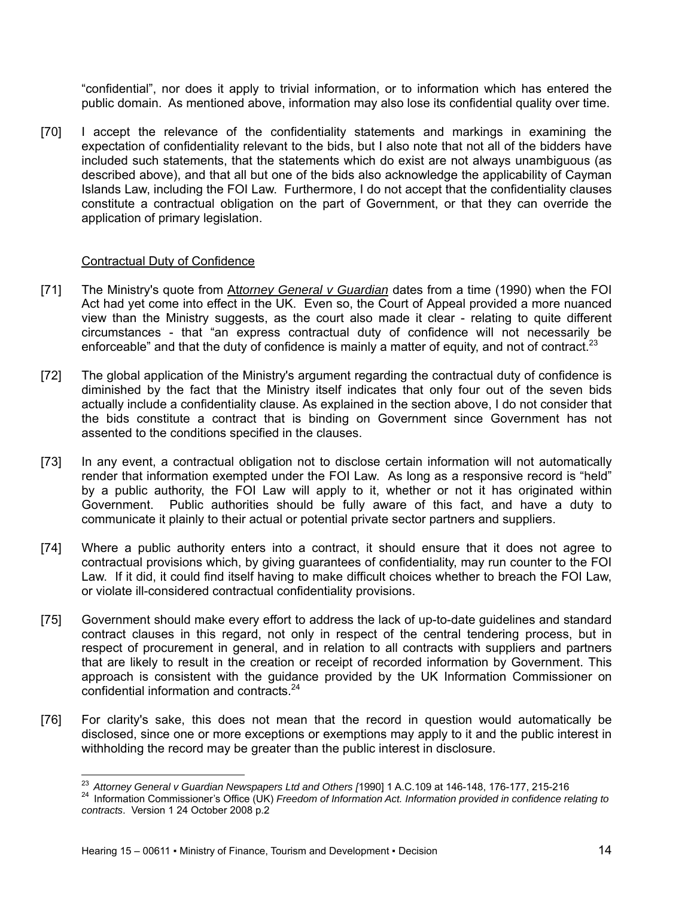"confidential", nor does it apply to trivial information, or to information which has entered the public domain. As mentioned above, information may also lose its confidential quality over time.

[70] I accept the relevance of the confidentiality statements and markings in examining the expectation of confidentiality relevant to the bids, but I also note that not all of the bidders have included such statements, that the statements which do exist are not always unambiguous (as described above), and that all but one of the bids also acknowledge the applicability of Cayman Islands Law, including the FOI Law. Furthermore, I do not accept that the confidentiality clauses constitute a contractual obligation on the part of Government, or that they can override the application of primary legislation.

<u>Contractual Duty of Confidence</u>

[71] The Ministry's quote from *Attorney General v Guardian* dates from a time (1990) when the FOI Act had yet come into effect in the UK. Even so, the Court of Appeal provided a more nuanced view than the Ministry suggests, as the court also made it clear - relating to quite different circumstances - that "an express contractual duty of confidence will not necessarily be enforceable" and that the duty of confidence is mainly a matter of equity, and not of contract.[23]

[72] The global application of the Ministry's argument regarding the contractual duty of confidence is diminished by the fact that the Ministry itself indicates that only four out of the seven bids actually include a confidentiality clause. As explained in the section above, I do not consider that the bids constitute a contract that is binding on Government since Government has not assented to the conditions specified in the clauses.

[73] In any event, a contractual obligation not to disclose certain information will not automatically render that information exempted under the FOI Law. As long as a responsive record is "held" by a public authority, the FOI Law will apply to it, whether or not it has originated within Government. Public authorities should be fully aware of this fact, and have a duty to communicate it plainly to their actual or potential private sector partners and suppliers.

[74] Where a public authority enters into a contract, it should ensure that it does not agree to contractual provisions which, by giving guarantees of confidentiality, may run counter to the FOI Law. If it did, it could find itself having to make difficult choices whether to breach the FOI Law, or violate ill-considered contractual confidentiality provisions.

[75] Government should make every effort to address the lack of up-to-date guidelines and standard contract clauses in this regard, not only in respect of the central tendering process, but in respect of procurement in general, and in relation to all contracts with suppliers and partners that are likely to result in the creation or receipt of recorded information by Government. This approach is consistent with the guidance provided by the UK Information Commissioner on confidential information and contracts.[24]

[76] For clarity's sake, this does not mean that the record in question would automatically be disclosed, since one or more exceptions or exemptions may apply to it and the public interest in withholding the record may be greater than the public interest in disclosure.

---

[23] *Attorney General v Guardian Newspapers Ltd and Others [*1990] 1 A.C.109 at 146-148, 176-177, 215-216

[24] Information Commissioner's Office (UK) *Freedom of Information Act. Information provided in confidence relating to contracts*. Version 1 24 October 2008 p.2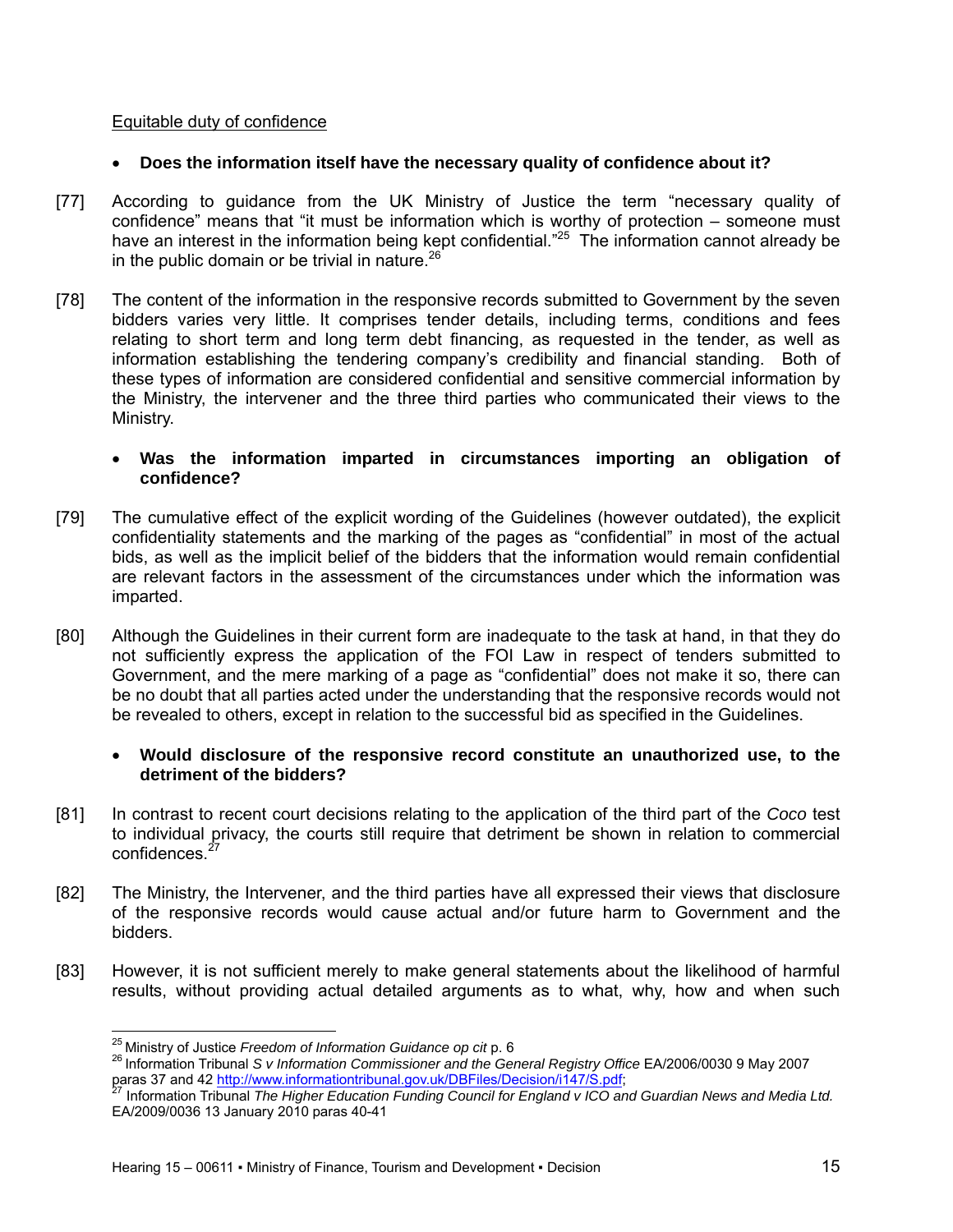Equitable duty of confidence

- **Does the information itself have the necessary quality of confidence about it?**

[77] According to guidance from the UK Ministry of Justice the term "necessary quality of confidence" means that "it must be information which is worthy of protection – someone must have an interest in the information being kept confidential."[25] The information cannot already be in the public domain or be trivial in nature.[26]

[78] The content of the information in the responsive records submitted to Government by the seven bidders varies very little. It comprises tender details, including terms, conditions and fees relating to short term and long term debt financing, as requested in the tender, as well as information establishing the tendering company's credibility and financial standing. Both of these types of information are considered confidential and sensitive commercial information by the Ministry, the intervener and the three third parties who communicated their views to the Ministry.

- **Was the information imparted in circumstances importing an obligation of confidence?**

[79] The cumulative effect of the explicit wording of the Guidelines (however outdated), the explicit confidentiality statements and the marking of the pages as "confidential" in most of the actual bids, as well as the implicit belief of the bidders that the information would remain confidential are relevant factors in the assessment of the circumstances under which the information was imparted.

[80] Although the Guidelines in their current form are inadequate to the task at hand, in that they do not sufficiently express the application of the FOI Law in respect of tenders submitted to Government, and the mere marking of a page as "confidential" does not make it so, there can be no doubt that all parties acted under the understanding that the responsive records would not be revealed to others, except in relation to the successful bid as specified in the Guidelines.

- **Would disclosure of the responsive record constitute an unauthorized use, to the detriment of the bidders?**

[81] In contrast to recent court decisions relating to the application of the third part of the *Coco* test to individual privacy, the courts still require that detriment be shown in relation to commercial confidences.[27]

[82] The Ministry, the Intervener, and the third parties have all expressed their views that disclosure of the responsive records would cause actual and/or future harm to Government and the bidders.

[83] However, it is not sufficient merely to make general statements about the likelihood of harmful results, without providing actual detailed arguments as to what, why, how and when such

---

[25] Ministry of Justice *Freedom of Information Guidance op cit* p. 6

[26] Information Tribunal *S v Information Commissioner and the General Registry Office* EA/2006/0030 9 May 2007 paras 37 and 42 http://www.informationtribunal.gov.uk/DBFiles/Decision/i147/S.pdf;

[27] Information Tribunal *The Higher Education Funding Council for England v ICO and Guardian News and Media Ltd.* EA/2009/0036 13 January 2010 paras 40-41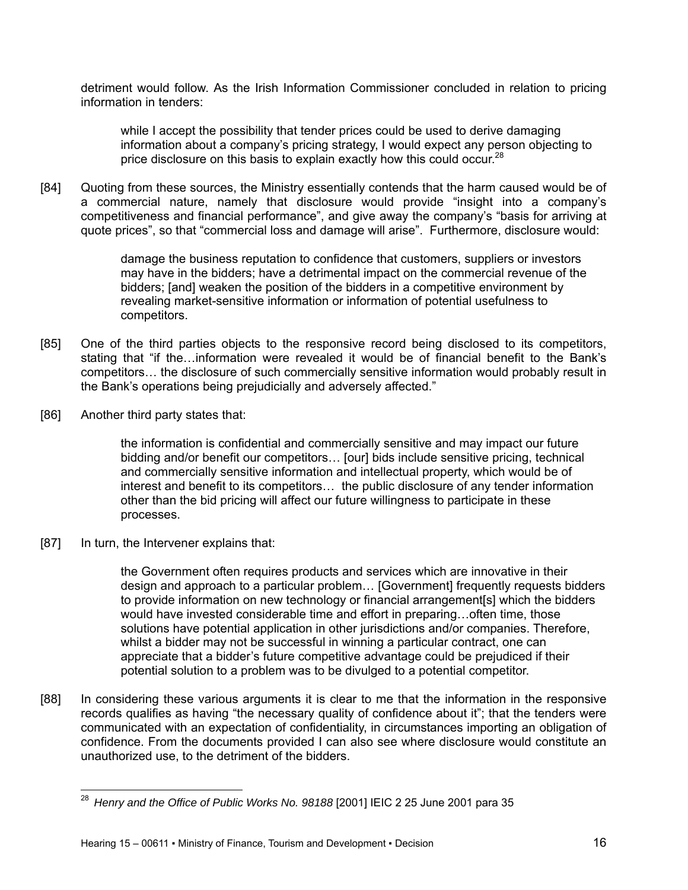detriment would follow. As the Irish Information Commissioner concluded in relation to pricing information in tenders:

> while I accept the possibility that tender prices could be used to derive damaging information about a company's pricing strategy, I would expect any person objecting to price disclosure on this basis to explain exactly how this could occur.[28]

[84] Quoting from these sources, the Ministry essentially contends that the harm caused would be of a commercial nature, namely that disclosure would provide "insight into a company's competitiveness and financial performance", and give away the company's "basis for arriving at quote prices", so that "commercial loss and damage will arise". Furthermore, disclosure would:

> damage the business reputation to confidence that customers, suppliers or investors may have in the bidders; have a detrimental impact on the commercial revenue of the bidders; [and] weaken the position of the bidders in a competitive environment by revealing market-sensitive information or information of potential usefulness to competitors.

[85] One of the third parties objects to the responsive record being disclosed to its competitors, stating that "if the…information were revealed it would be of financial benefit to the Bank's competitors… the disclosure of such commercially sensitive information would probably result in the Bank's operations being prejudicially and adversely affected."

[86] Another third party states that:

> the information is confidential and commercially sensitive and may impact our future bidding and/or benefit our competitors… [our] bids include sensitive pricing, technical and commercially sensitive information and intellectual property, which would be of interest and benefit to its competitors… the public disclosure of any tender information other than the bid pricing will affect our future willingness to participate in these processes.

[87] In turn, the Intervener explains that:

> the Government often requires products and services which are innovative in their design and approach to a particular problem… [Government] frequently requests bidders to provide information on new technology or financial arrangement[s] which the bidders would have invested considerable time and effort in preparing…often time, those solutions have potential application in other jurisdictions and/or companies. Therefore, whilst a bidder may not be successful in winning a particular contract, one can appreciate that a bidder's future competitive advantage could be prejudiced if their potential solution to a problem was to be divulged to a potential competitor.

[88] In considering these various arguments it is clear to me that the information in the responsive records qualifies as having "the necessary quality of confidence about it"; that the tenders were communicated with an expectation of confidentiality, in circumstances importing an obligation of confidence. From the documents provided I can also see where disclosure would constitute an unauthorized use, to the detriment of the bidders.

---

[28] *Henry and the Office of Public Works No. 98188* [2001] IEIC 2 25 June 2001 para 35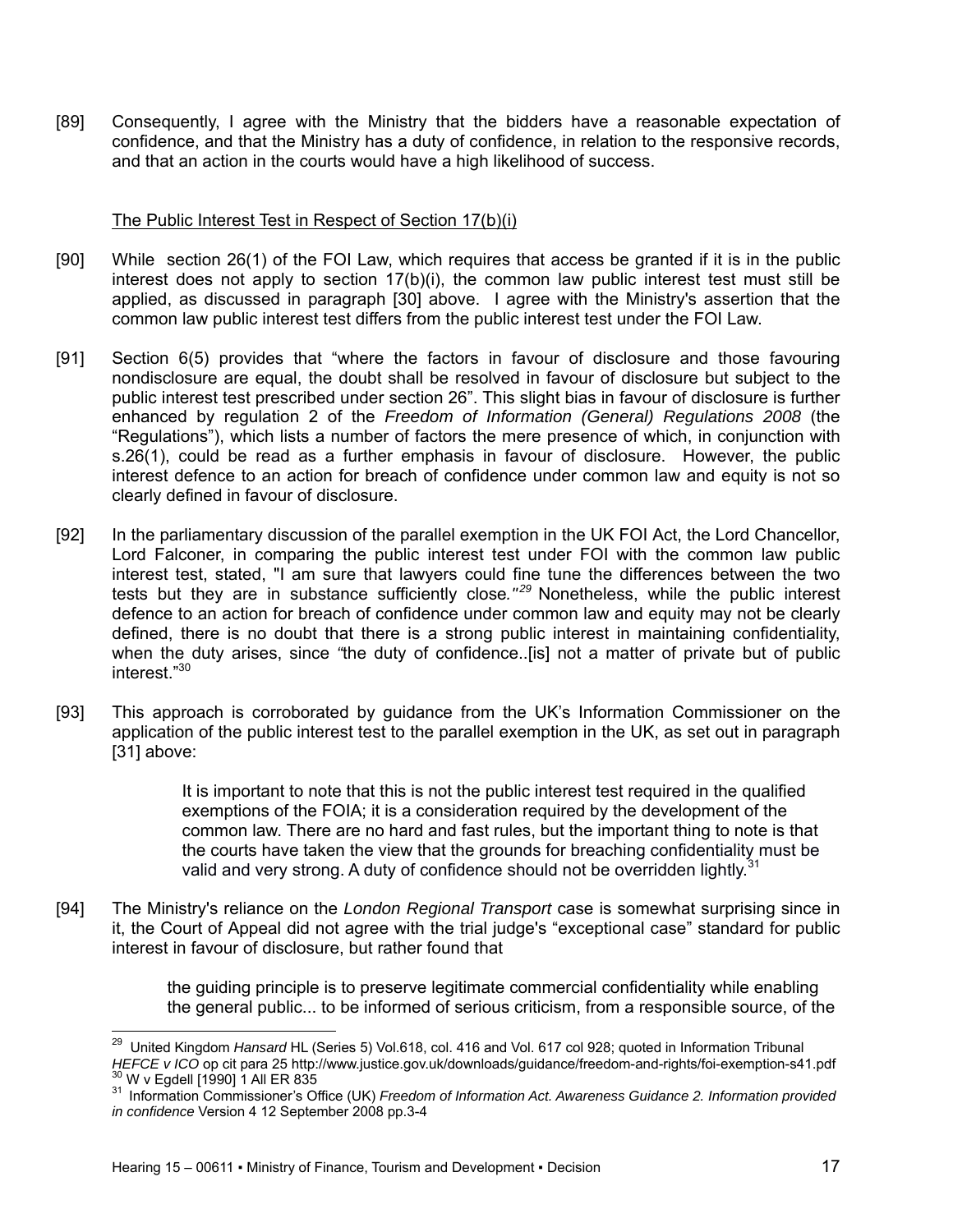[89] Consequently, I agree with the Ministry that the bidders have a reasonable expectation of confidence, and that the Ministry has a duty of confidence, in relation to the responsive records, and that an action in the courts would have a high likelihood of success.

The Public Interest Test in Respect of Section 17(b)(i)

[90] While section 26(1) of the FOI Law, which requires that access be granted if it is in the public interest does not apply to section 17(b)(i), the common law public interest test must still be applied, as discussed in paragraph [30] above. I agree with the Ministry's assertion that the common law public interest test differs from the public interest test under the FOI Law.

[91] Section 6(5) provides that "where the factors in favour of disclosure and those favouring nondisclosure are equal, the doubt shall be resolved in favour of disclosure but subject to the public interest test prescribed under section 26". This slight bias in favour of disclosure is further enhanced by regulation 2 of the *Freedom of Information (General) Regulations 2008* (the "Regulations"), which lists a number of factors the mere presence of which, in conjunction with s.26(1), could be read as a further emphasis in favour of disclosure. However, the public interest defence to an action for breach of confidence under common law and equity is not so clearly defined in favour of disclosure.

[92] In the parliamentary discussion of the parallel exemption in the UK FOI Act, the Lord Chancellor, Lord Falconer, in comparing the public interest test under FOI with the common law public interest test, stated, "I am sure that lawyers could fine tune the differences between the two tests but they are in substance sufficiently close."[29] Nonetheless, while the public interest defence to an action for breach of confidence under common law and equity may not be clearly defined, there is no doubt that there is a strong public interest in maintaining confidentiality, when the duty arises, since "the duty of confidence..[is] not a matter of private but of public interest."[30]

[93] This approach is corroborated by guidance from the UK's Information Commissioner on the application of the public interest test to the parallel exemption in the UK, as set out in paragraph [31] above:

> It is important to note that this is not the public interest test required in the qualified exemptions of the FOIA; it is a consideration required by the development of the common law. There are no hard and fast rules, but the important thing to note is that the courts have taken the view that the grounds for breaching confidentiality must be valid and very strong. A duty of confidence should not be overridden lightly.[31]

[94] The Ministry's reliance on the *London Regional Transport* case is somewhat surprising since in it, the Court of Appeal did not agree with the trial judge's "exceptional case" standard for public interest in favour of disclosure, but rather found that

> the guiding principle is to preserve legitimate commercial confidentiality while enabling the general public... to be informed of serious criticism, from a responsible source, of the

---

[29] United Kingdom *Hansard* HL (Series 5) Vol.618, col. 416 and Vol. 617 col 928; quoted in Information Tribunal *HEFCE v ICO* op cit para 25 http://www.justice.gov.uk/downloads/guidance/freedom-and-rights/foi-exemption-s41.pdf

[30] W v Egdell [1990] 1 All ER 835

[31] Information Commissioner's Office (UK) *Freedom of Information Act. Awareness Guidance 2. Information provided in confidence* Version 4 12 September 2008 pp.3-4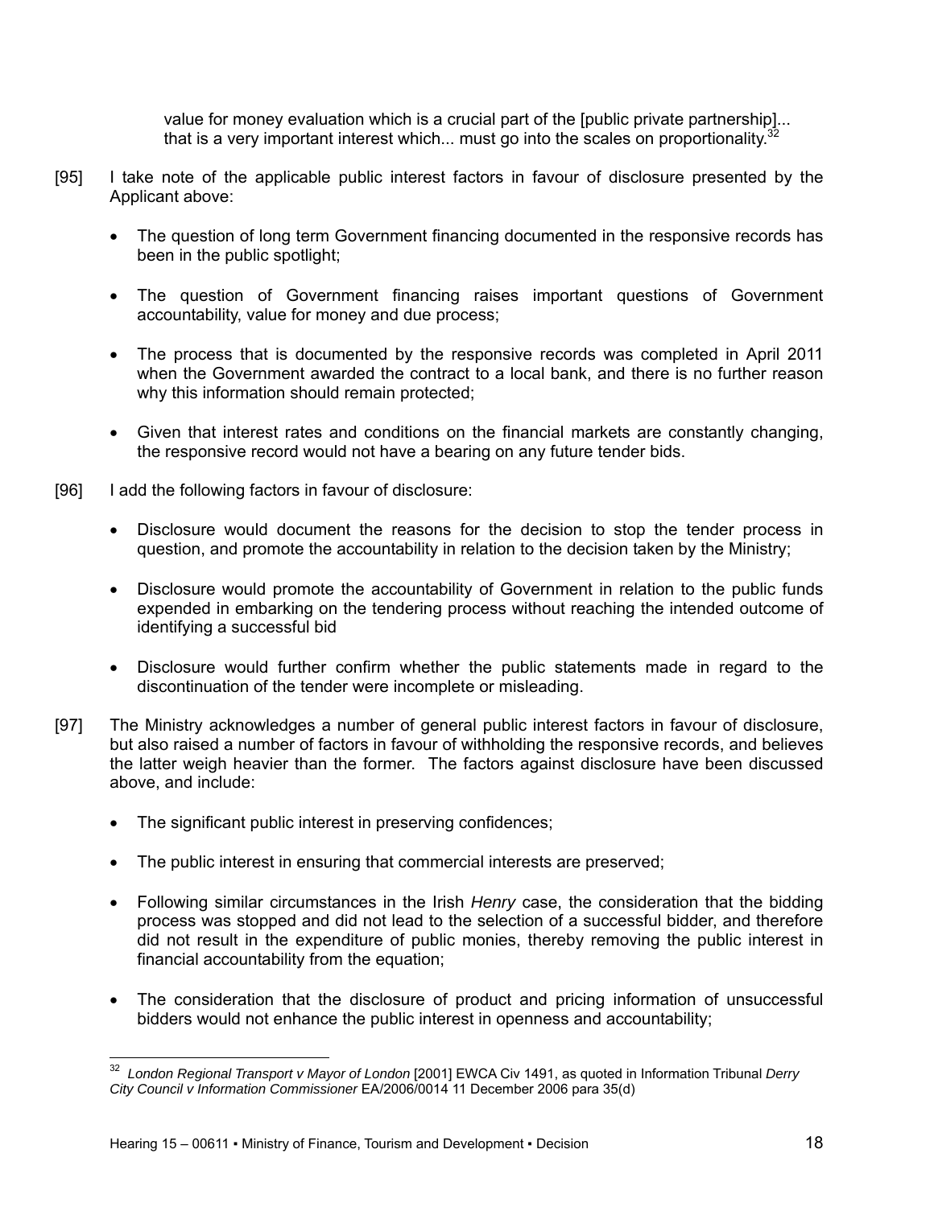> value for money evaluation which is a crucial part of the [public private partnership]... that is a very important interest which... must go into the scales on proportionality.[32]

[95] I take note of the applicable public interest factors in favour of disclosure presented by the Applicant above:

- The question of long term Government financing documented in the responsive records has been in the public spotlight;
- The question of Government financing raises important questions of Government accountability, value for money and due process;
- The process that is documented by the responsive records was completed in April 2011 when the Government awarded the contract to a local bank, and there is no further reason why this information should remain protected;
- Given that interest rates and conditions on the financial markets are constantly changing, the responsive record would not have a bearing on any future tender bids.

[96] I add the following factors in favour of disclosure:

- Disclosure would document the reasons for the decision to stop the tender process in question, and promote the accountability in relation to the decision taken by the Ministry;
- Disclosure would promote the accountability of Government in relation to the public funds expended in embarking on the tendering process without reaching the intended outcome of identifying a successful bid
- Disclosure would further confirm whether the public statements made in regard to the discontinuation of the tender were incomplete or misleading.

[97] The Ministry acknowledges a number of general public interest factors in favour of disclosure, but also raised a number of factors in favour of withholding the responsive records, and believes the latter weigh heavier than the former. The factors against disclosure have been discussed above, and include:

- The significant public interest in preserving confidences;
- The public interest in ensuring that commercial interests are preserved;
- Following similar circumstances in the Irish *Henry* case, the consideration that the bidding process was stopped and did not lead to the selection of a successful bidder, and therefore did not result in the expenditure of public monies, thereby removing the public interest in financial accountability from the equation;
- The consideration that the disclosure of product and pricing information of unsuccessful bidders would not enhance the public interest in openness and accountability;

---

[32] *London Regional Transport v Mayor of London* [2001] EWCA Civ 1491, as quoted in Information Tribunal *Derry City Council v Information Commissioner* EA/2006/0014 11 December 2006 para 35(d)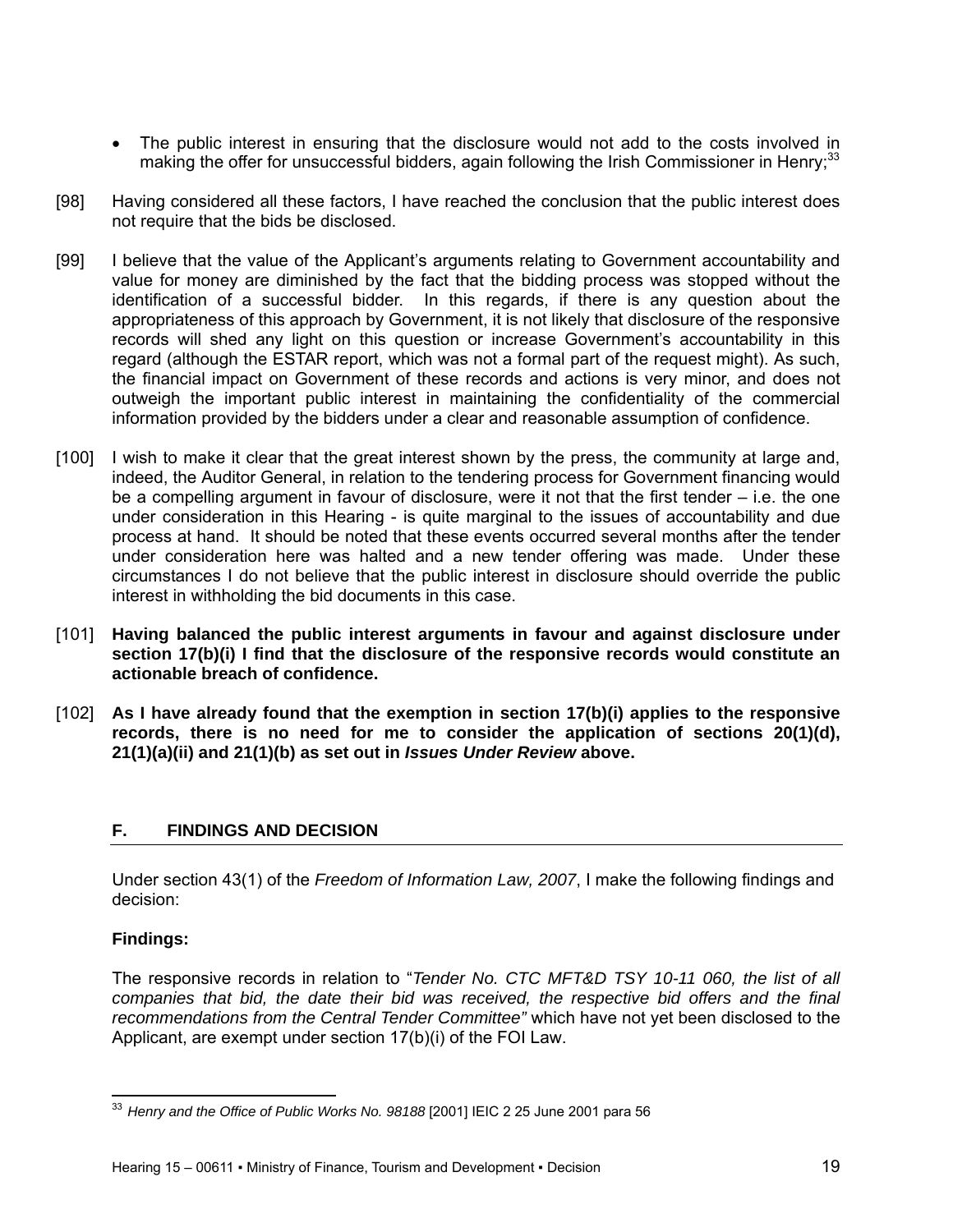- The public interest in ensuring that the disclosure would not add to the costs involved in making the offer for unsuccessful bidders, again following the Irish Commissioner in Henry;[33]

[98] Having considered all these factors, I have reached the conclusion that the public interest does not require that the bids be disclosed.

[99] I believe that the value of the Applicant's arguments relating to Government accountability and value for money are diminished by the fact that the bidding process was stopped without the identification of a successful bidder. In this regards, if there is any question about the appropriateness of this approach by Government, it is not likely that disclosure of the responsive records will shed any light on this question or increase Government's accountability in this regard (although the ESTAR report, which was not a formal part of the request might). As such, the financial impact on Government of these records and actions is very minor, and does not outweigh the important public interest in maintaining the confidentiality of the commercial information provided by the bidders under a clear and reasonable assumption of confidence.

[100] I wish to make it clear that the great interest shown by the press, the community at large and, indeed, the Auditor General, in relation to the tendering process for Government financing would be a compelling argument in favour of disclosure, were it not that the first tender – i.e. the one under consideration in this Hearing - is quite marginal to the issues of accountability and due process at hand. It should be noted that these events occurred several months after the tender under consideration here was halted and a new tender offering was made. Under these circumstances I do not believe that the public interest in disclosure should override the public interest in withholding the bid documents in this case.

[101] **Having balanced the public interest arguments in favour and against disclosure under section 17(b)(i) I find that the disclosure of the responsive records would constitute an actionable breach of confidence.**

[102] **As I have already found that the exemption in section 17(b)(i) applies to the responsive records, there is no need for me to consider the application of sections 20(1)(d), 21(1)(a)(ii) and 21(1)(b) as set out in *Issues Under Review* above.**

## F. FINDINGS AND DECISION

Under section 43(1) of the *Freedom of Information Law, 2007*, I make the following findings and decision:

**Findings:**

The responsive records in relation to "*Tender No. CTC MFT&D TSY 10-11 060, the list of all companies that bid, the date their bid was received, the respective bid offers and the final recommendations from the Central Tender Committee"* which have not yet been disclosed to the Applicant, are exempt under section 17(b)(i) of the FOI Law.

---

[33] *Henry and the Office of Public Works No. 98188* [2001] IEIC 2 25 June 2001 para 56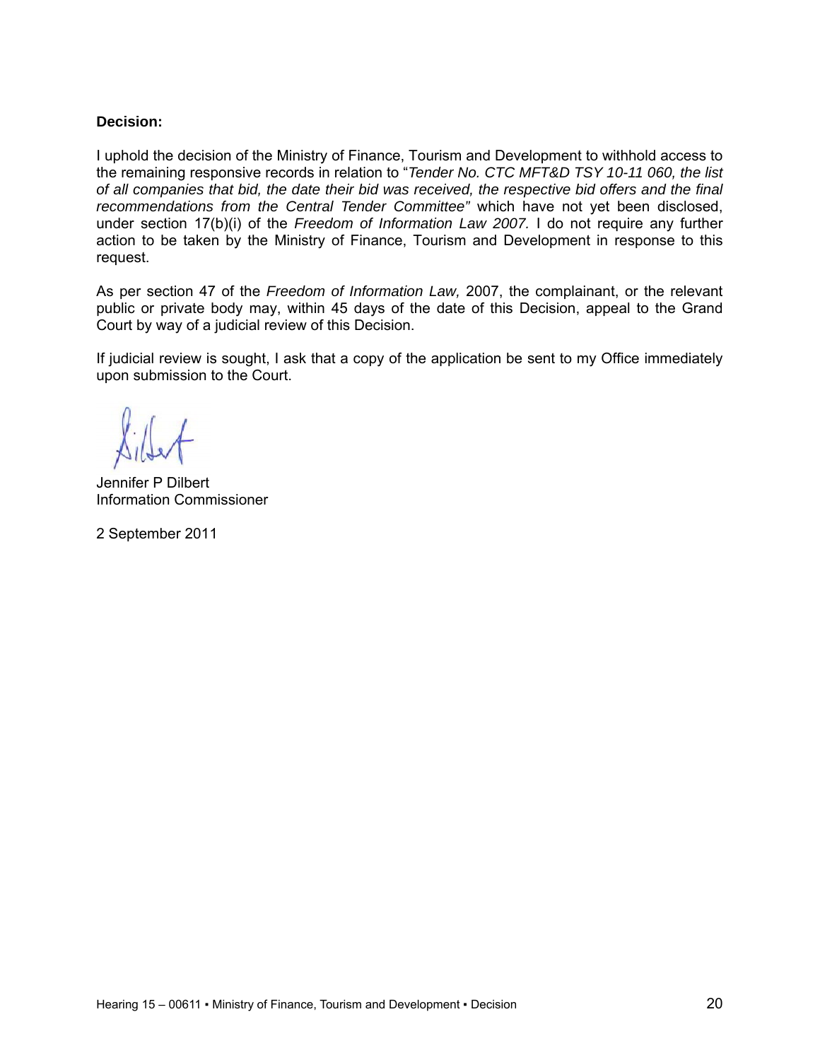**Decision:**

I uphold the decision of the Ministry of Finance, Tourism and Development to withhold access to the remaining responsive records in relation to "*Tender No. CTC MFT&D TSY 10-11 060, the list of all companies that bid, the date their bid was received, the respective bid offers and the final recommendations from the Central Tender Committee"* which have not yet been disclosed, under section 17(b)(i) of the *Freedom of Information Law 2007.* I do not require any further action to be taken by the Ministry of Finance, Tourism and Development in response to this request.

As per section 47 of the *Freedom of Information Law,* 2007, the complainant, or the relevant public or private body may, within 45 days of the date of this Decision, appeal to the Grand Court by way of a judicial review of this Decision.

If judicial review is sought, I ask that a copy of the application be sent to my Office immediately upon submission to the Court.

Jennifer P Dilbert
Information Commissioner

2 September 2011